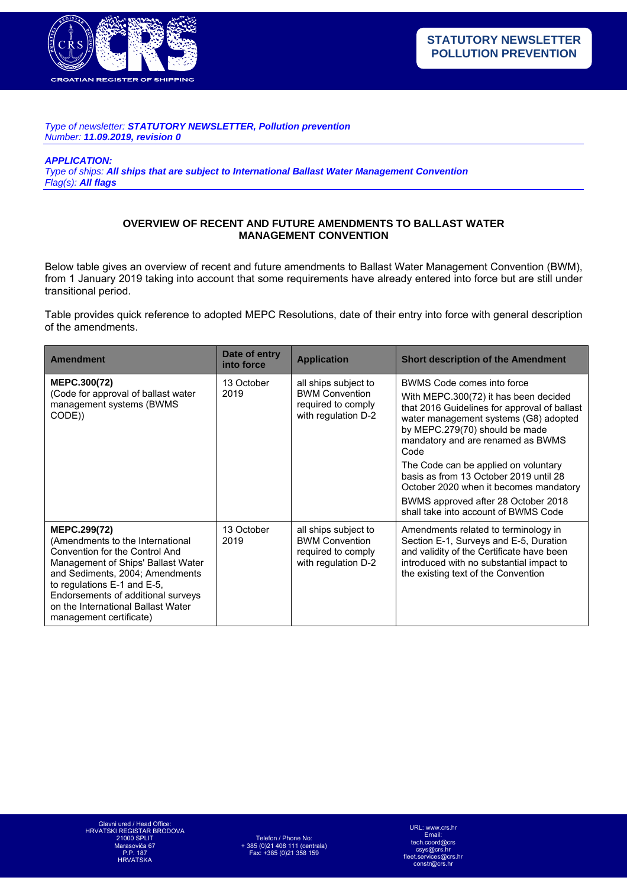**STATUTORY NEWSLETTER POLLUTION PREVENTION**

*Type of newsletter:* ***STATUTORY NEWSLETTER, Pollution prevention***
*Number:* ***11.09.2019, revision 0***

***APPLICATION:***
*Type of ships:* ***All ships that are subject to International Ballast Water Management Convention***
*Flag(s):* ***All flags***

## OVERVIEW OF RECENT AND FUTURE AMENDMENTS TO BALLAST WATER MANAGEMENT CONVENTION

Below table gives an overview of recent and future amendments to Ballast Water Management Convention (BWM), from 1 January 2019 taking into account that some requirements have already entered into force but are still under transitional period.

Table provides quick reference to adopted MEPC Resolutions, date of their entry into force with general description of the amendments.

| Amendment | Date of entry into force | Application | Short description of the Amendment |
|---|---|---|---|
| **MEPC.300(72)** (Code for approval of ballast water management systems (BWMS CODE)) | 13 October 2019 | all ships subject to BWM Convention required to comply with regulation D-2 | BWMS Code comes into force<br>With MEPC.300(72) it has been decided that 2016 Guidelines for approval of ballast water management systems (G8) adopted by MEPC.279(70) should be made mandatory and are renamed as BWMS Code<br>The Code can be applied on voluntary basis as from 13 October 2019 until 28 October 2020 when it becomes mandatory<br>BWMS approved after 28 October 2018 shall take into account of BWMS Code |
| **MEPC.299(72)** (Amendments to the International Convention for the Control And Management of Ships' Ballast Water and Sediments, 2004; Amendments to regulations E-1 and E-5, Endorsements of additional surveys on the International Ballast Water management certificate) | 13 October 2019 | all ships subject to BWM Convention required to comply with regulation D-2 | Amendments related to terminology in Section E-1, Surveys and E-5, Duration and validity of the Certificate have been introduced with no substantial impact to the existing text of the Convention |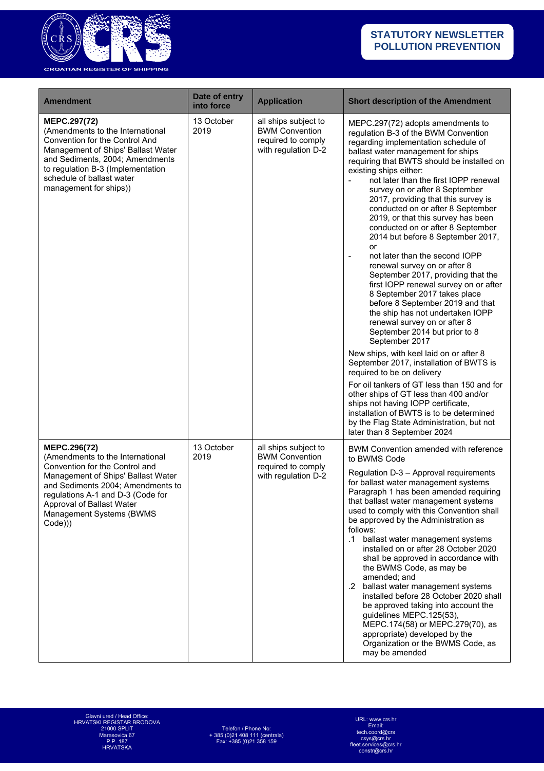| Amendment | Date of entry into force | Application | Short description of the Amendment |
|---|---|---|---|
| **MEPC.297(72)** (Amendments to the International Convention for the Control And Management of Ships' Ballast Water and Sediments, 2004; Amendments to regulation B-3 (Implementation schedule of ballast water management for ships)) | 13 October 2019 | all ships subject to BWM Convention required to comply with regulation D-2 | MEPC.297(72) adopts amendments to regulation B-3 of the BWM Convention regarding implementation schedule of ballast water management for ships requiring that BWTS should be installed on existing ships either:<br>- not later than the first IOPP renewal survey on or after 8 September 2017, providing that this survey is conducted on or after 8 September 2019, or that this survey has been conducted on or after 8 September 2014 but before 8 September 2017, or<br>- not later than the second IOPP renewal survey on or after 8 September 2017, providing that the first IOPP renewal survey on or after 8 September 2017 takes place before 8 September 2019 and that the ship has not undertaken IOPP renewal survey on or after 8 September 2014 but prior to 8 September 2017<br><br>New ships, with keel laid on or after 8 September 2017, installation of BWTS is required to be on delivery<br><br>For oil tankers of GT less than 150 and for other ships of GT less than 400 and/or ships not having IOPP certificate, installation of BWTS is to be determined by the Flag State Administration, but not later than 8 September 2024 |
| **MEPC.296(72)** (Amendments to the International Convention for the Control and Management of Ships' Ballast Water and Sediments 2004; Amendments to regulations A-1 and D-3 (Code for Approval of Ballast Water Management Systems (BWMS Code))) | 13 October 2019 | all ships subject to BWM Convention required to comply with regulation D-2 | BWM Convention amended with reference to BWMS Code<br><br>Regulation D-3 – Approval requirements for ballast water management systems Paragraph 1 has been amended requiring that ballast water management systems used to comply with this Convention shall be approved by the Administration as follows:<br>.1 ballast water management systems installed on or after 28 October 2020 shall be approved in accordance with the BWMS Code, as may be amended; and<br>.2 ballast water management systems installed before 28 October 2020 shall be approved taking into account the guidelines MEPC.125(53), MEPC.174(58) or MEPC.279(70), as appropriate) developed by the Organization or the BWMS Code, as may be amended |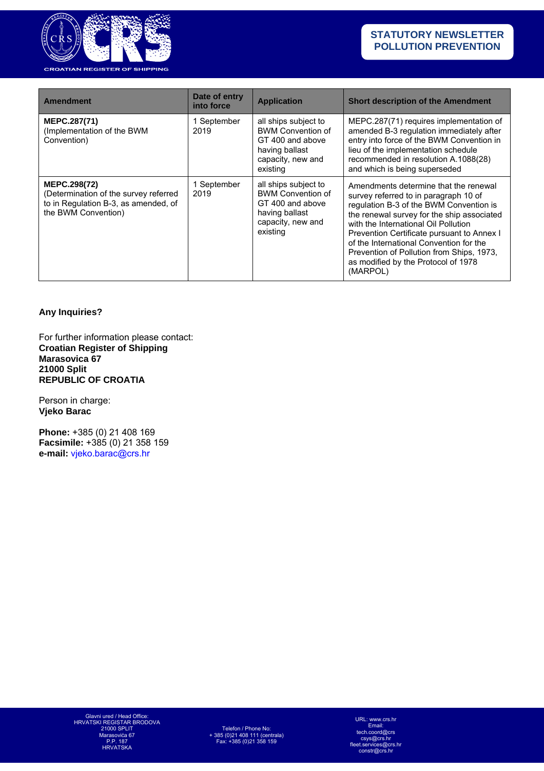| Amendment | Date of entry into force | Application | Short description of the Amendment |
| --- | --- | --- | --- |
| **MEPC.287(71)** (Implementation of the BWM Convention) | 1 September 2019 | all ships subject to BWM Convention of GT 400 and above having ballast capacity, new and existing | MEPC.287(71) requires implementation of amended B-3 regulation immediately after entry into force of the BWM Convention in lieu of the implementation schedule recommended in resolution A.1088(28) and which is being superseded |
| **MEPC.298(72)** (Determination of the survey referred to in Regulation B-3, as amended, of the BWM Convention) | 1 September 2019 | all ships subject to BWM Convention of GT 400 and above having ballast capacity, new and existing | Amendments determine that the renewal survey referred to in paragraph 10 of regulation B-3 of the BWM Convention is the renewal survey for the ship associated with the International Oil Pollution Prevention Certificate pursuant to Annex I of the International Convention for the Prevention of Pollution from Ships, 1973, as modified by the Protocol of 1978 (MARPOL) |

**Any Inquiries?**

For further information please contact:
**Croatian Register of Shipping**
**Marasovica 67**
**21000 Split**
**REPUBLIC OF CROATIA**

Person in charge:
**Vjeko Barac**

**Phone:** +385 (0) 21 408 169
**Facsimile:** +385 (0) 21 358 159
**e-mail:** vjeko.barac@crs.hr